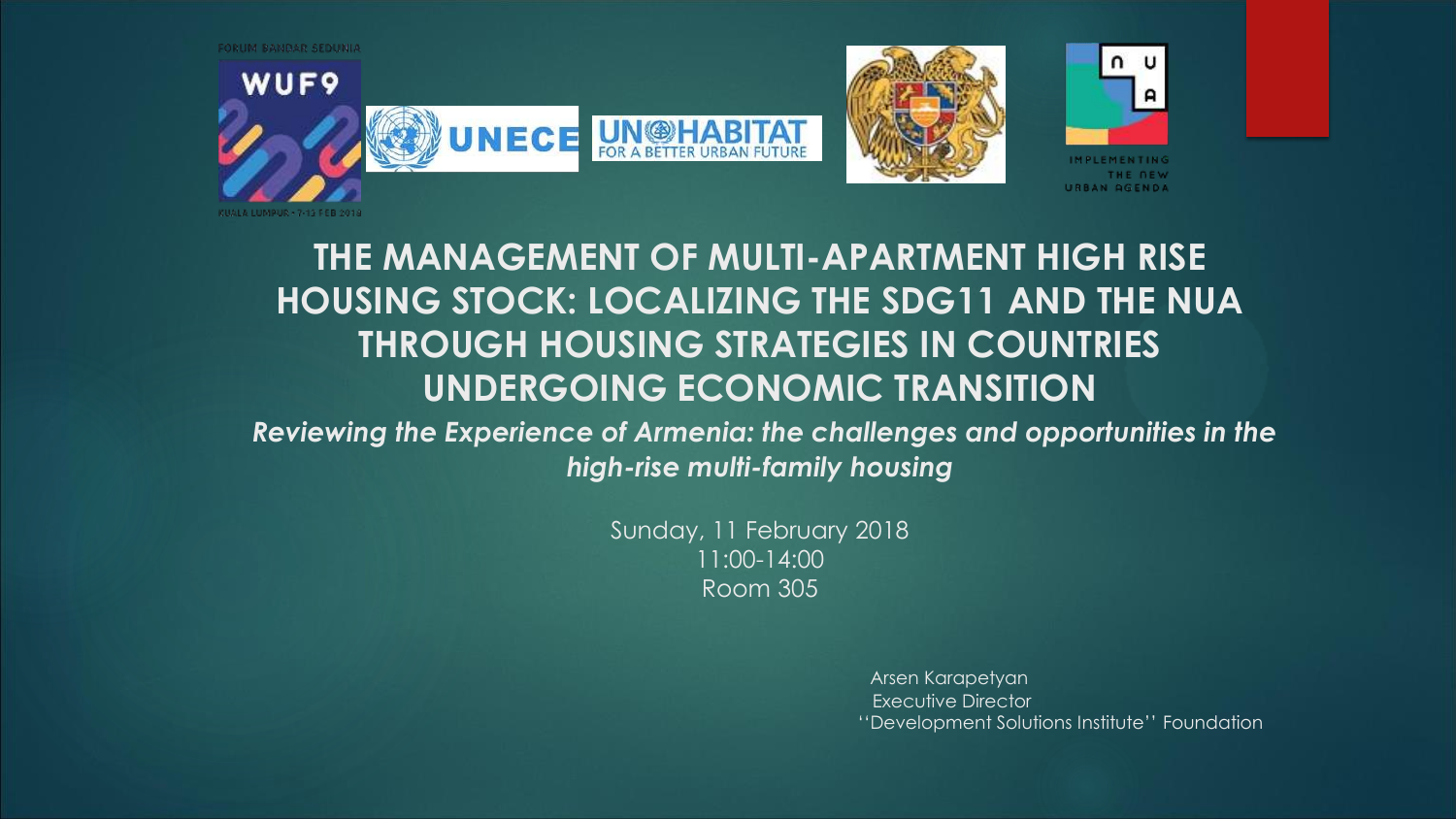FORUM BANDAR SEDUNIA

WUF9

KUALA LUMPUR · 7-13 FEB 2018

UNECE

UN-HABITAT FOR A BETTER URBAN FUTURE

IMPLEMENTING THE NEW URBAN AGENDA

# THE MANAGEMENT OF MULTI-APARTMENT HIGH RISE HOUSING STOCK: LOCALIZING THE SDG11 AND THE NUA THROUGH HOUSING STRATEGIES IN COUNTRIES UNDERGOING ECONOMIC TRANSITION

***Reviewing the Experience of Armenia: the challenges and opportunities in the high-rise multi-family housing***

Sunday, 11 February 2018
11:00-14:00
Room 305

Arsen Karapetyan
Executive Director
''Development Solutions Institute'' Foundation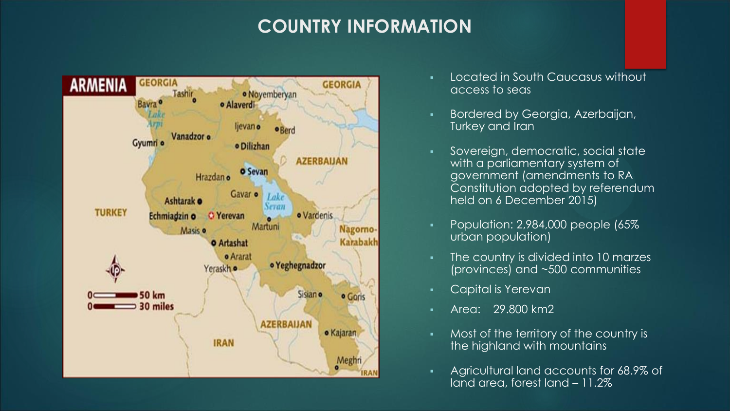# COUNTRY INFORMATION

- Located in South Caucasus without access to seas
- Bordered by Georgia, Azerbaijan, Turkey and Iran
- Sovereign, democratic, social state with a parliamentary system of government (amendments to RA Constitution adopted by referendum held on 6 December 2015)
- Population: 2,984,000 people (65% urban population)
- The country is divided into 10 marzes (provinces) and ~500 communities
- Capital is Yerevan
- Area: 29.800 km2
- Most of the territory of the country is the highland with mountains
- Agricultural land accounts for 68.9% of land area, forest land – 11.2%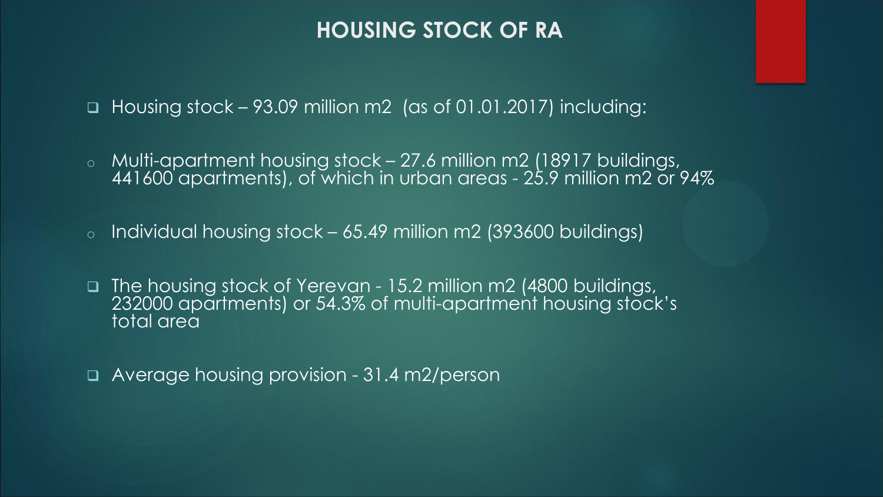# HOUSING STOCK OF RA

- Housing stock – 93.09 million m2 (as of 01.01.2017) including:
  - Multi-apartment housing stock – 27.6 million m2 (18917 buildings, 441600 apartments), of which in urban areas - 25.9 million m2 or 94%
  - Individual housing stock – 65.49 million m2 (393600 buildings)
- The housing stock of Yerevan - 15.2 million m2 (4800 buildings, 232000 apartments) or 54.3% of multi-apartment housing stock's total area
- Average housing provision - 31.4 m2/person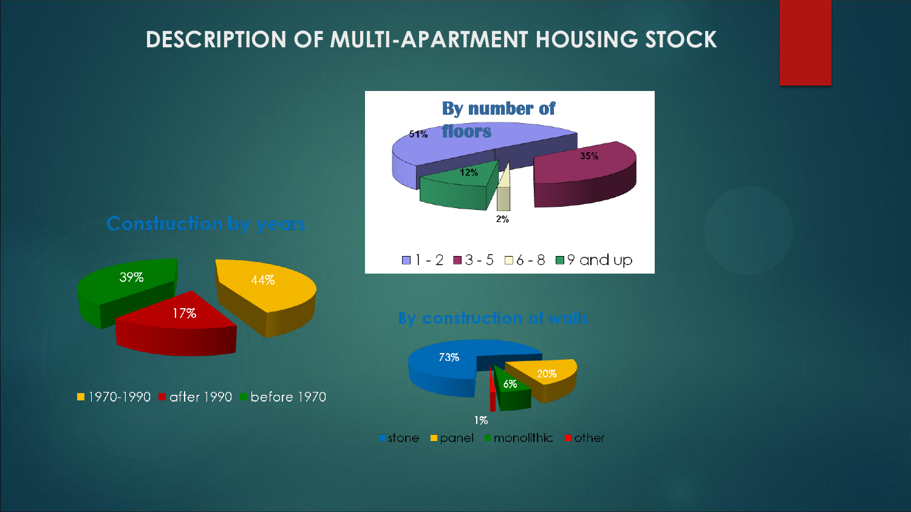# DESCRIPTION OF MULTI-APARTMENT HOUSING STOCK

**By number of floors**

51%, 35%, 12%, 2%

1 - 2 | 3 - 5 | 6 - 8 | 9 and up

**Construction by years**

39%, 17%, 44%

1970-1990 | after 1990 | before 1970

**By construction of walls**

73%, 20%, 6%, 1%

stone | panel | monolithic | other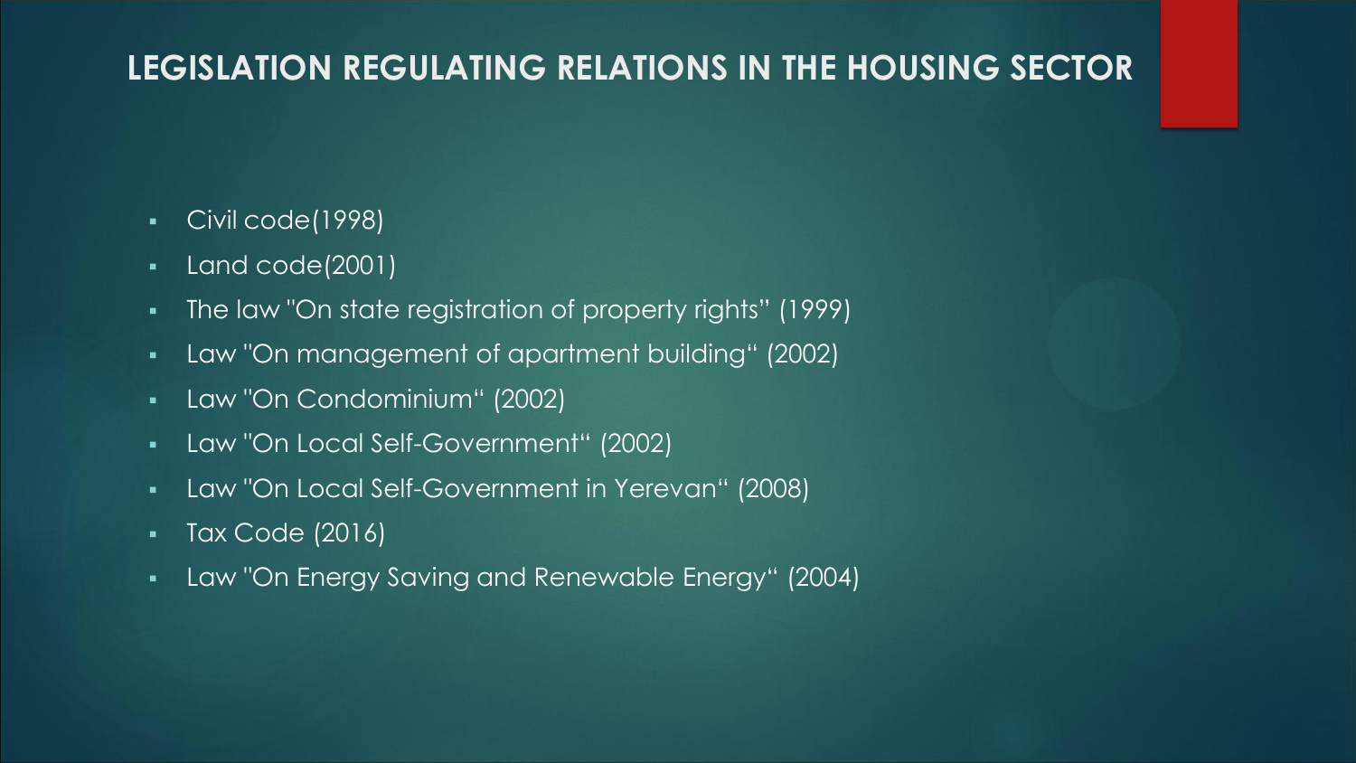## LEGISLATION REGULATING RELATIONS IN THE HOUSING SECTOR

- Civil code(1998)
- Land code(2001)
- The law "On state registration of property rights" (1999)
- Law "On management of apartment building" (2002)
- Law "On Condominium" (2002)
- Law "On Local Self-Government" (2002)
- Law "On Local Self-Government in Yerevan" (2008)
- Tax Code (2016)
- Law "On Energy Saving and Renewable Energy" (2004)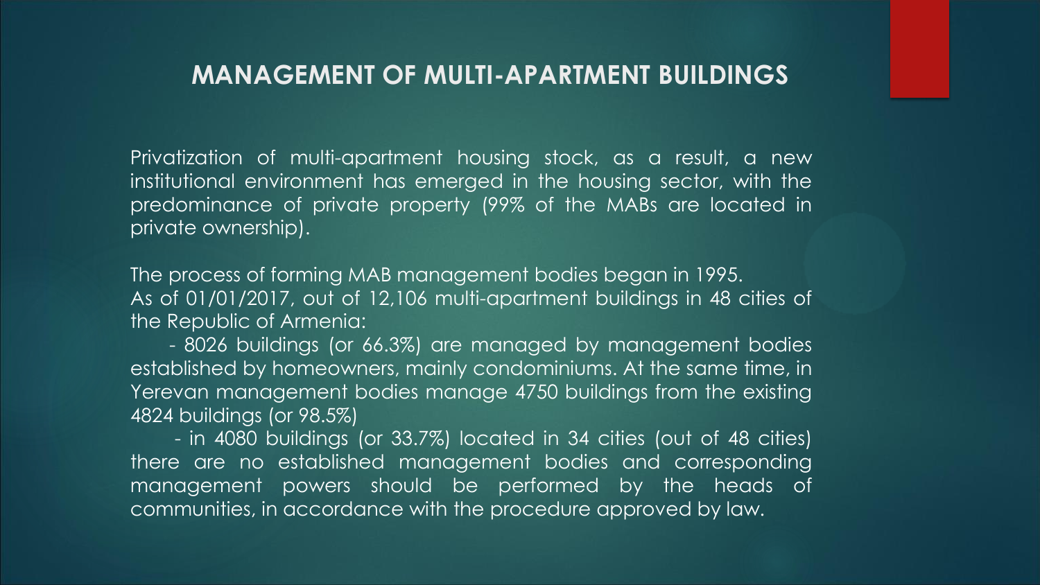## MANAGEMENT OF MULTI-APARTMENT BUILDINGS

Privatization of multi-apartment housing stock, as a result, a new institutional environment has emerged in the housing sector, with the predominance of private property (99% of the MABs are located in private ownership).

The process of forming MAB management bodies began in 1995.
As of 01/01/2017, out of 12,106 multi-apartment buildings in 48 cities of the Republic of Armenia:

- 8026 buildings (or 66.3%) are managed by management bodies established by homeowners, mainly condominiums. At the same time, in Yerevan management bodies manage 4750 buildings from the existing 4824 buildings (or 98.5%)
- in 4080 buildings (or 33.7%) located in 34 cities (out of 48 cities) there are no established management bodies and corresponding management powers should be performed by the heads of communities, in accordance with the procedure approved by law.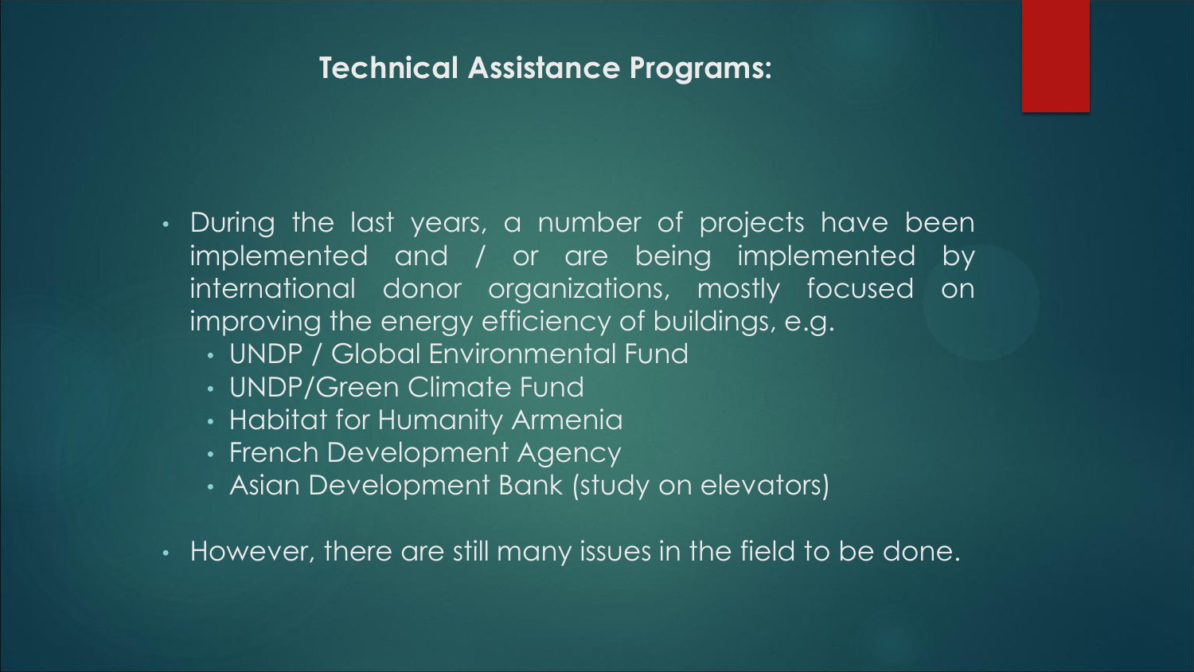## Technical Assistance Programs:

- During the last years, a number of projects have been implemented and / or are being implemented by international donor organizations, mostly focused on improving the energy efficiency of buildings, e.g.
  - UNDP / Global Environmental Fund
  - UNDP/Green Climate Fund
  - Habitat for Humanity Armenia
  - French Development Agency
  - Asian Development Bank (study on elevators)
- However, there are still many issues in the field to be done.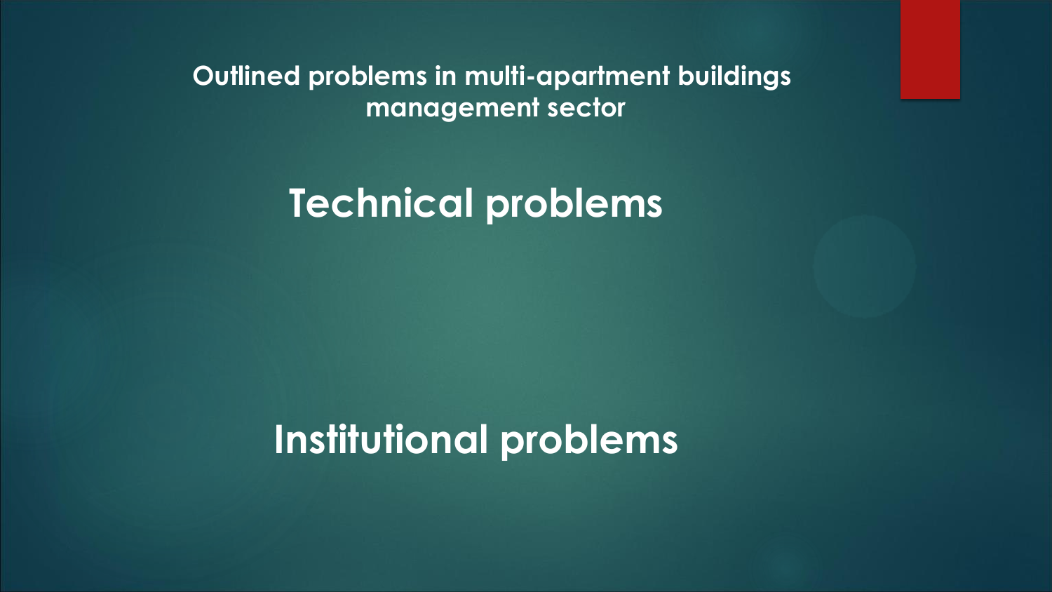## Outlined problems in multi-apartment buildings management sector

# Technical problems

# Institutional problems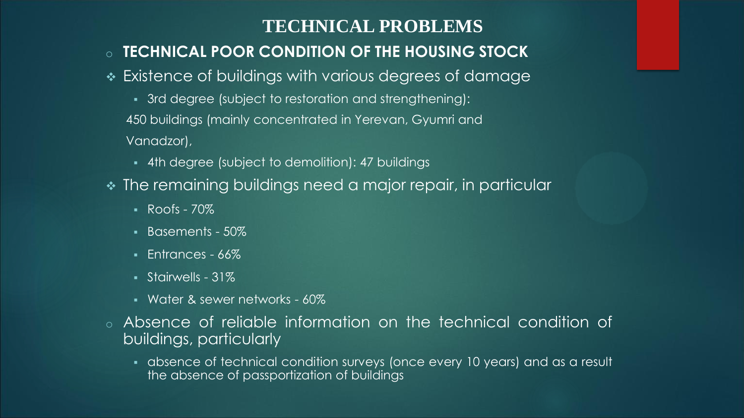# TECHNICAL PROBLEMS

- **TECHNICAL POOR CONDITION OF THE HOUSING STOCK**
- Existence of buildings with various degrees of damage
  - 3rd degree (subject to restoration and strengthening): 450 buildings (mainly concentrated in Yerevan, Gyumri and Vanadzor),
  - 4th degree (subject to demolition): 47 buildings
- The remaining buildings need a major repair, in particular
  - Roofs - 70%
  - Basements - 50%
  - Entrances - 66%
  - Stairwells - 31%
  - Water & sewer networks - 60%
- Absence of reliable information on the technical condition of buildings, particularly
  - absence of technical condition surveys (once every 10 years) and as a result the absence of passportization of buildings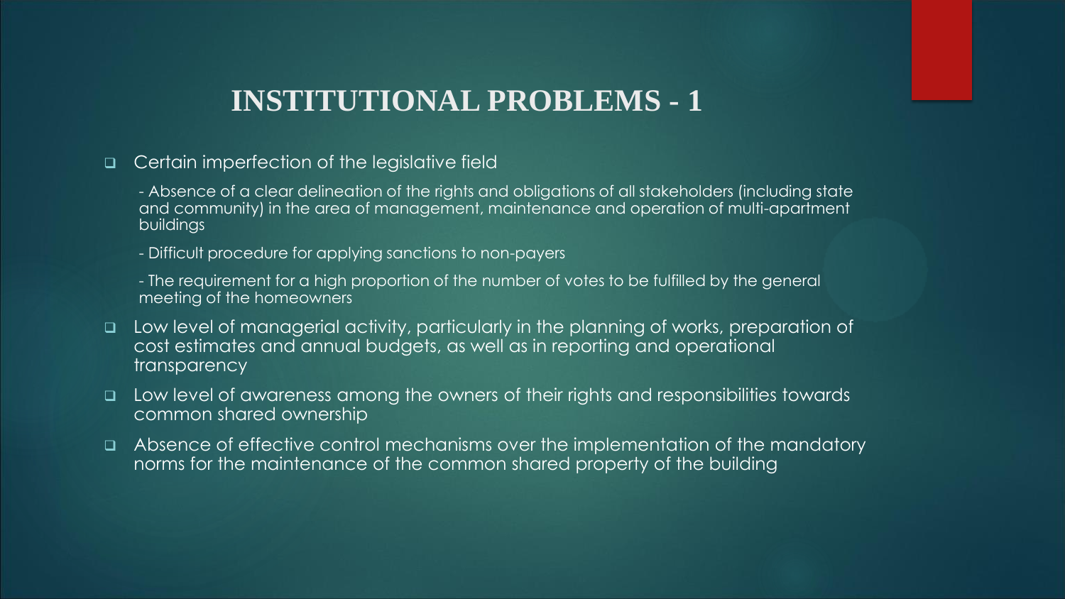# INSTITUTIONAL PROBLEMS - 1

- Certain imperfection of the legislative field
  - Absence of a clear delineation of the rights and obligations of all stakeholders (including state and community) in the area of management, maintenance and operation of multi-apartment buildings
  - Difficult procedure for applying sanctions to non-payers
  - The requirement for a high proportion of the number of votes to be fulfilled by the general meeting of the homeowners
- Low level of managerial activity, particularly in the planning of works, preparation of cost estimates and annual budgets, as well as in reporting and operational transparency
- Low level of awareness among the owners of their rights and responsibilities towards common shared ownership
- Absence of effective control mechanisms over the implementation of the mandatory norms for the maintenance of the common shared property of the building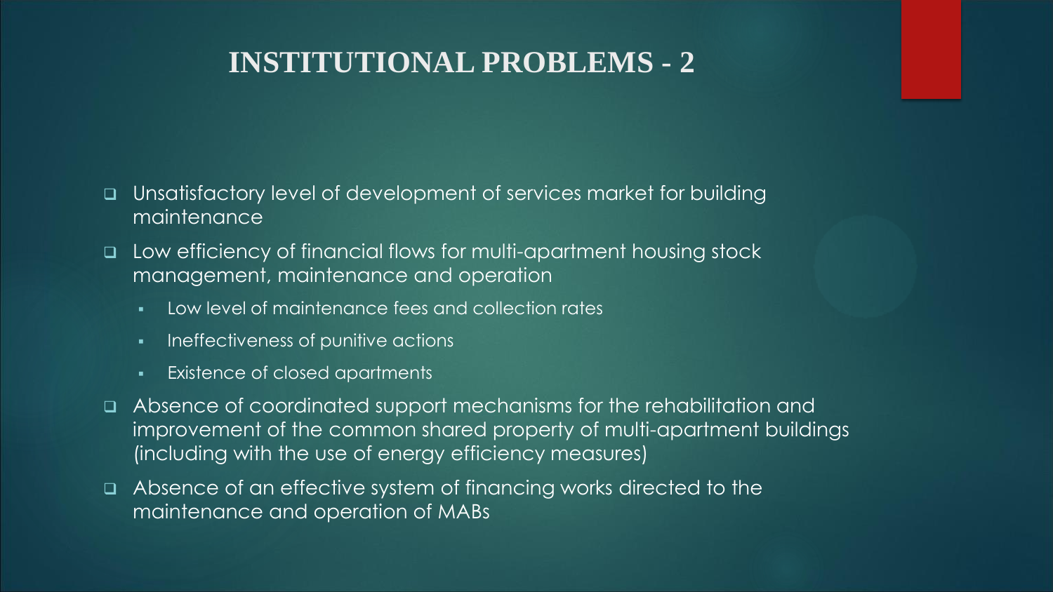# INSTITUTIONAL PROBLEMS - 2

- Unsatisfactory level of development of services market for building maintenance
- Low efficiency of financial flows for multi-apartment housing stock management, maintenance and operation
  - Low level of maintenance fees and collection rates
  - Ineffectiveness of punitive actions
  - Existence of closed apartments
- Absence of coordinated support mechanisms for the rehabilitation and improvement of the common shared property of multi-apartment buildings (including with the use of energy efficiency measures)
- Absence of an effective system of financing works directed to the maintenance and operation of MABs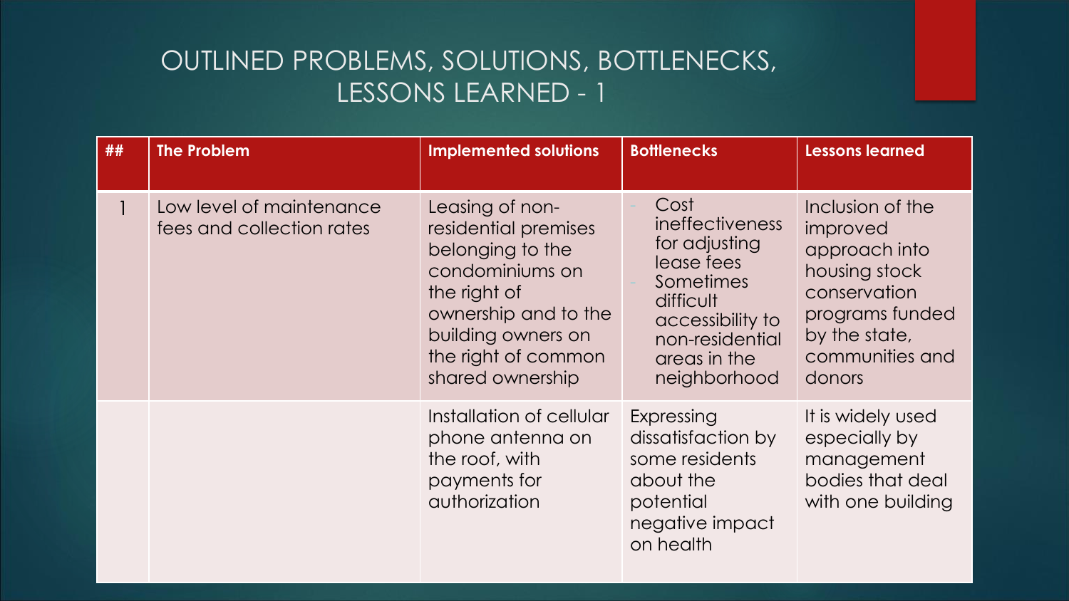# OUTLINED PROBLEMS, SOLUTIONS, BOTTLENECKS, LESSONS LEARNED - 1

| ## | The Problem | Implemented solutions | Bottlenecks | Lessons learned |
|---|---|---|---|---|
| 1 | Low level of maintenance fees and collection rates | Leasing of non-residential premises belonging to the condominiums on the right of ownership and to the building owners on the right of common shared ownership | - Cost ineffectiveness for adjusting lease fees<br>- Sometimes difficult accessibility to non-residential areas in the neighborhood | Inclusion of the improved approach into housing stock conservation programs funded by the state, communities and donors |
| | | Installation of cellular phone antenna on the roof, with payments for authorization | Expressing dissatisfaction by some residents about the potential negative impact on health | It is widely used especially by management bodies that deal with one building |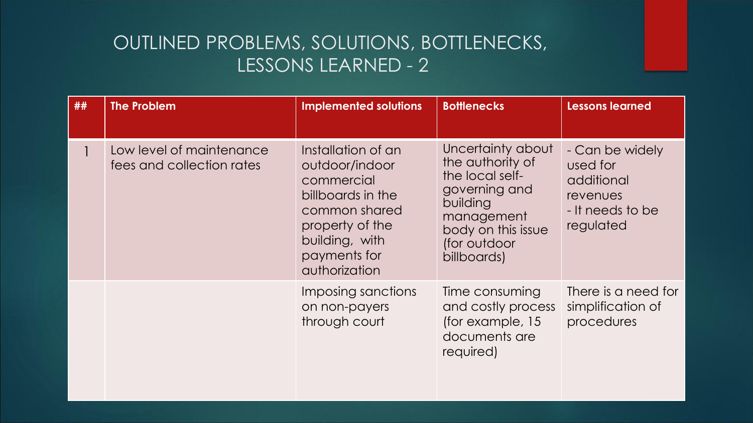# OUTLINED PROBLEMS, SOLUTIONS, BOTTLENECKS, LESSONS LEARNED - 2

| ## | The Problem | Implemented solutions | Bottlenecks | Lessons learned |
|---|---|---|---|---|
| 1 | Low level of maintenance fees and collection rates | Installation of an outdoor/indoor commercial billboards in the common shared property of the building, with payments for authorization | Uncertainty about the authority of the local self-governing and building management body on this issue (for outdoor billboards) | - Can be widely used for additional revenues<br>- It needs to be regulated |
| | | Imposing sanctions on non-payers through court | Time consuming and costly process (for example, 15 documents are required) | There is a need for simplification of procedures |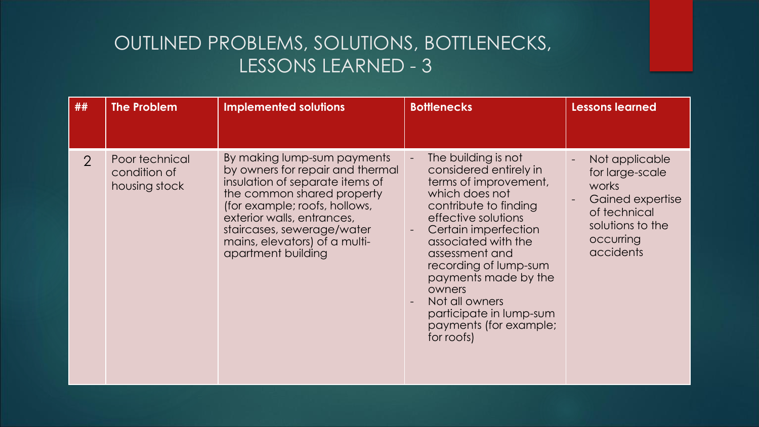# OUTLINED PROBLEMS, SOLUTIONS, BOTTLENECKS, LESSONS LEARNED - 3

| ## | The Problem | Implemented solutions | Bottlenecks | Lessons learned |
|---|---|---|---|---|
| 2 | Poor technical condition of housing stock | By making lump-sum payments by owners for repair and thermal insulation of separate items of the common shared property (for example; roofs, hollows, exterior walls, entrances, staircases, sewerage/water mains, elevators) of a multi-apartment building | - The building is not considered entirely in terms of improvement, which does not contribute to finding effective solutions<br>- Certain imperfection associated with the assessment and recording of lump-sum payments made by the owners<br>- Not all owners participate in lump-sum payments (for example; for roofs) | - Not applicable for large-scale works<br>- Gained expertise of technical solutions to the occurring accidents |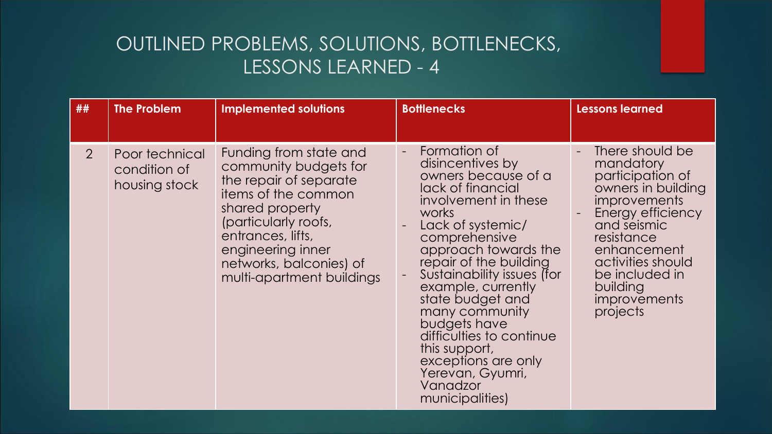# OUTLINED PROBLEMS, SOLUTIONS, BOTTLENECKS, LESSONS LEARNED - 4

| ## | The Problem | Implemented solutions | Bottlenecks | Lessons learned |
|---|---|---|---|---|
| 2 | Poor technical condition of housing stock | Funding from state and community budgets for the repair of separate items of the common shared property (particularly roofs, entrances, lifts, engineering inner networks, balconies) of multi-apartment buildings | - Formation of disincentives by owners because of a lack of financial involvement in these works<br>- Lack of systemic/ comprehensive approach towards the repair of the building<br>- Sustainability issues (for example, currently state budget and many community budgets have difficulties to continue this support, exceptions are only Yerevan, Gyumri, Vanadzor municipalities) | - There should be mandatory participation of owners in building improvements<br>- Energy efficiency and seismic resistance enhancement activities should be included in building improvements projects |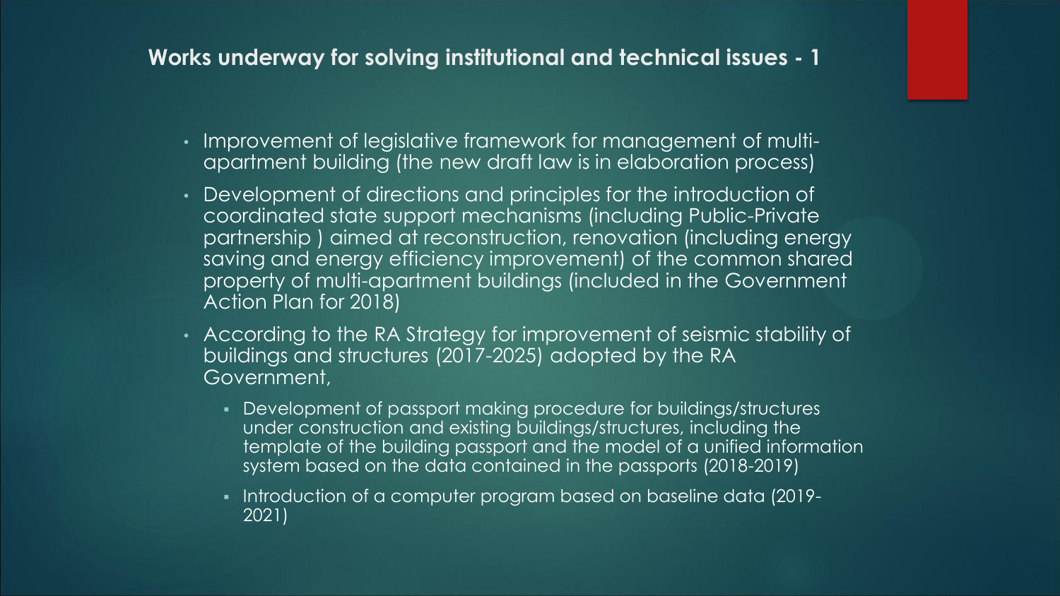## Works underway for solving institutional and technical issues - 1

- Improvement of legislative framework for management of multi-apartment building (the new draft law is in elaboration process)
- Development of directions and principles for the introduction of coordinated state support mechanisms (including Public-Private partnership ) aimed at reconstruction, renovation (including energy saving and energy efficiency improvement) of the common shared property of multi-apartment buildings (included in the Government Action Plan for 2018)
- According to the RA Strategy for improvement of seismic stability of buildings and structures (2017-2025) adopted by the RA Government,
  - Development of passport making procedure for buildings/structures under construction and existing buildings/structures, including the template of the building passport and the model of a unified information system based on the data contained in the passports (2018-2019)
  - Introduction of a computer program based on baseline data (2019-2021)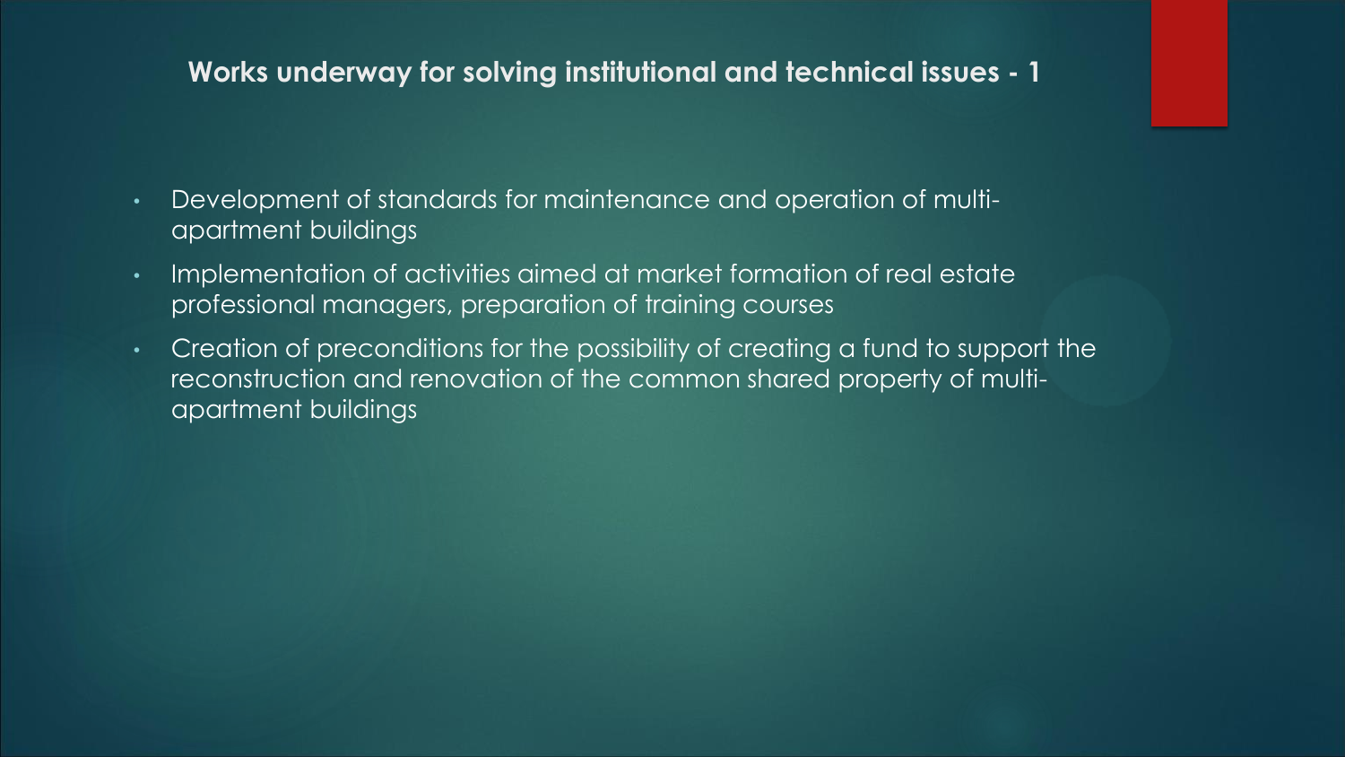## Works underway for solving institutional and technical issues - 1

- Development of standards for maintenance and operation of multi-apartment buildings
- Implementation of activities aimed at market formation of real estate professional managers, preparation of training courses
- Creation of preconditions for the possibility of creating a fund to support the reconstruction and renovation of the common shared property of multi-apartment buildings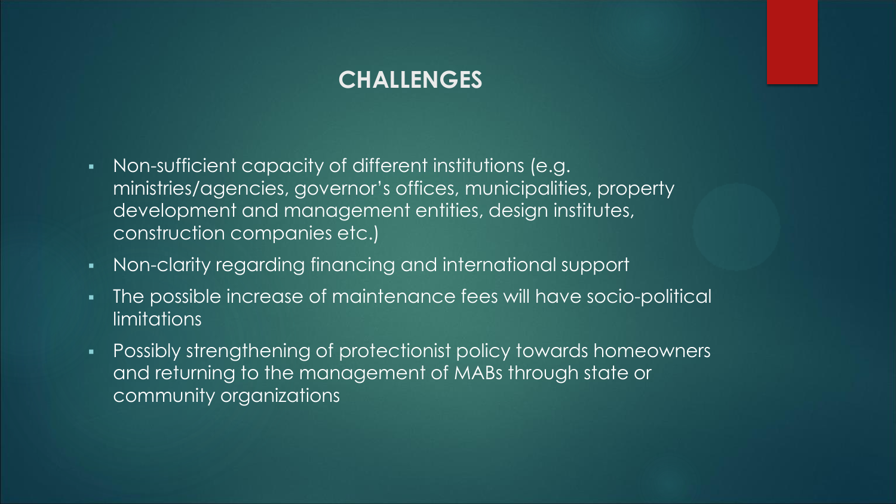# CHALLENGES

- Non-sufficient capacity of different institutions (e.g. ministries/agencies, governor's offices, municipalities, property development and management entities, design institutes, construction companies etc.)
- Non-clarity regarding financing and international support
- The possible increase of maintenance fees will have socio-political limitations
- Possibly strengthening of protectionist policy towards homeowners and returning to the management of MABs through state or community organizations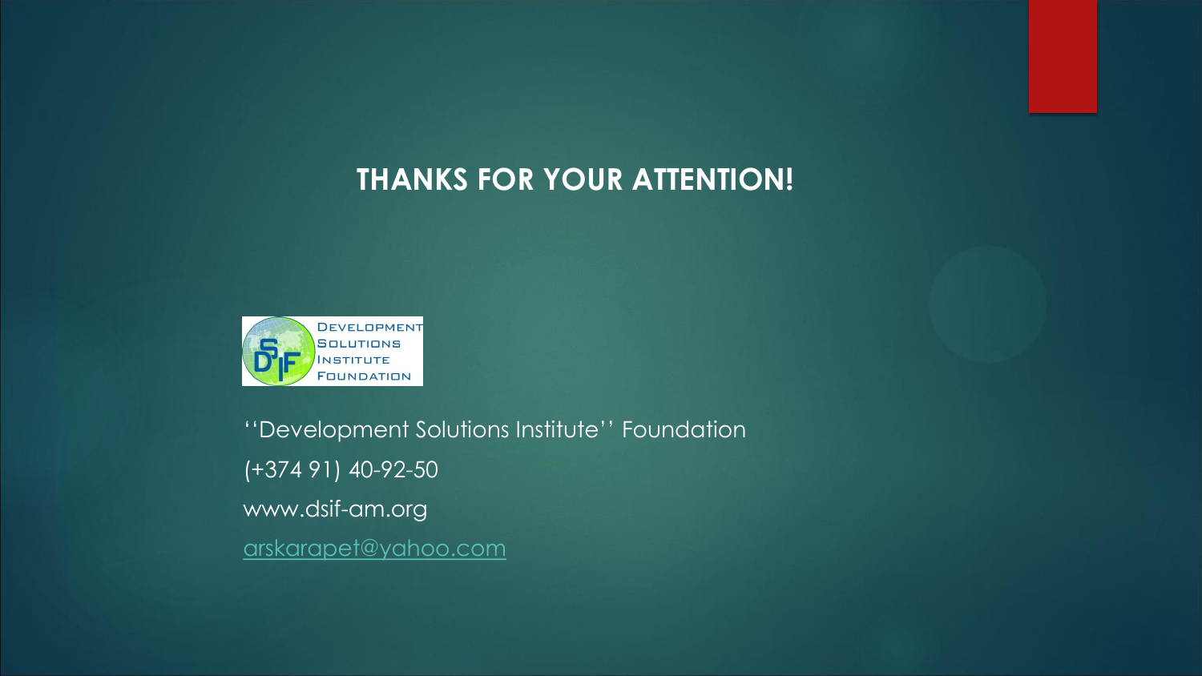# THANKS FOR YOUR ATTENTION!

DEVELOPMENT SOLUTIONS INSTITUTE FOUNDATION

''Development Solutions Institute'' Foundation

(+374 91) 40-92-50

www.dsif-am.org

arskarapet@yahoo.com